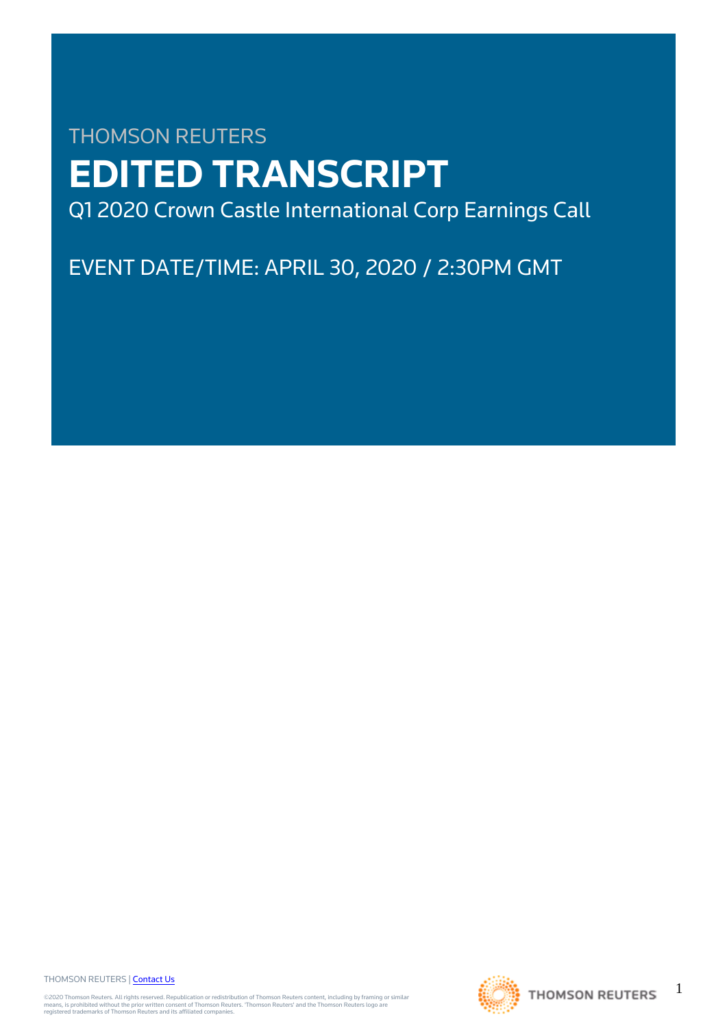THOMSON REUTERS

# EDITED TRANSCRIPT

Q1 2020 Crown Castle International Corp Earnings Call

EVENT DATE/TIME: APRIL 30, 2020 / 2:30PM GMT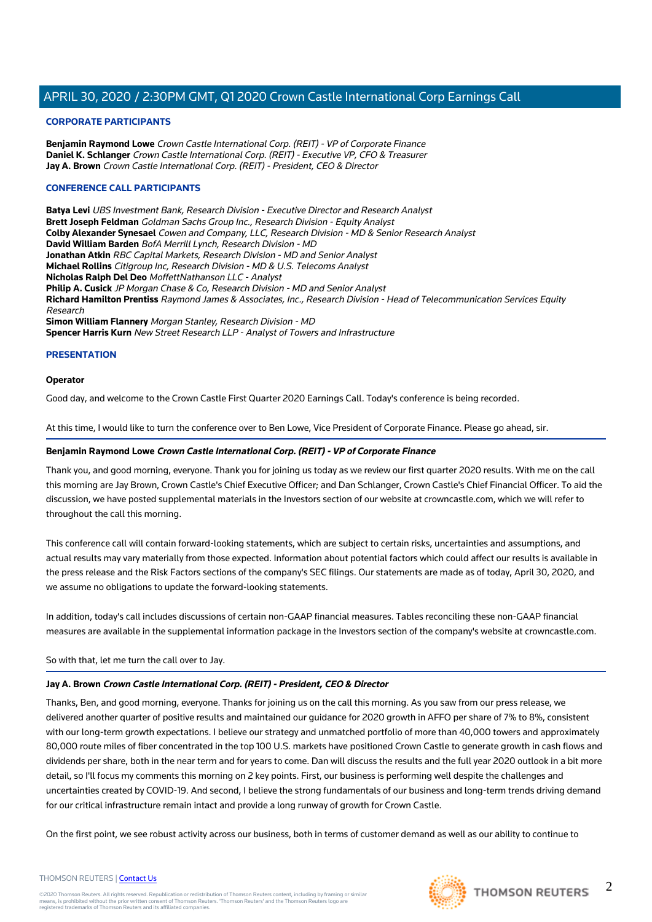## CORPORATE PARTICIPANTS

**Benjamin Raymond Lowe** *Crown Castle International Corp. (REIT) - VP of Corporate Finance*
**Daniel K. Schlanger** *Crown Castle International Corp. (REIT) - Executive VP, CFO & Treasurer*
**Jay A. Brown** *Crown Castle International Corp. (REIT) - President, CEO & Director*

## CONFERENCE CALL PARTICIPANTS

**Batya Levi** *UBS Investment Bank, Research Division - Executive Director and Research Analyst*
**Brett Joseph Feldman** *Goldman Sachs Group Inc., Research Division - Equity Analyst*
**Colby Alexander Synesael** *Cowen and Company, LLC, Research Division - MD & Senior Research Analyst*
**David William Barden** *BofA Merrill Lynch, Research Division - MD*
**Jonathan Atkin** *RBC Capital Markets, Research Division - MD and Senior Analyst*
**Michael Rollins** *Citigroup Inc, Research Division - MD & U.S. Telecoms Analyst*
**Nicholas Ralph Del Deo** *MoffettNathanson LLC - Analyst*
**Philip A. Cusick** *JP Morgan Chase & Co, Research Division - MD and Senior Analyst*
**Richard Hamilton Prentiss** *Raymond James & Associates, Inc., Research Division - Head of Telecommunication Services Equity Research*
**Simon William Flannery** *Morgan Stanley, Research Division - MD*
**Spencer Harris Kurn** *New Street Research LLP - Analyst of Towers and Infrastructure*

## PRESENTATION

**Operator**

Good day, and welcome to the Crown Castle First Quarter 2020 Earnings Call. Today's conference is being recorded.

At this time, I would like to turn the conference over to Ben Lowe, Vice President of Corporate Finance. Please go ahead, sir.

**Benjamin Raymond Lowe** ***Crown Castle International Corp. (REIT) - VP of Corporate Finance***

Thank you, and good morning, everyone. Thank you for joining us today as we review our first quarter 2020 results. With me on the call this morning are Jay Brown, Crown Castle's Chief Executive Officer; and Dan Schlanger, Crown Castle's Chief Financial Officer. To aid the discussion, we have posted supplemental materials in the Investors section of our website at crowncastle.com, which we will refer to throughout the call this morning.

This conference call will contain forward-looking statements, which are subject to certain risks, uncertainties and assumptions, and actual results may vary materially from those expected. Information about potential factors which could affect our results is available in the press release and the Risk Factors sections of the company's SEC filings. Our statements are made as of today, April 30, 2020, and we assume no obligations to update the forward-looking statements.

In addition, today's call includes discussions of certain non-GAAP financial measures. Tables reconciling these non-GAAP financial measures are available in the supplemental information package in the Investors section of the company's website at crowncastle.com.

So with that, let me turn the call over to Jay.

**Jay A. Brown** ***Crown Castle International Corp. (REIT) - President, CEO & Director***

Thanks, Ben, and good morning, everyone. Thanks for joining us on the call this morning. As you saw from our press release, we delivered another quarter of positive results and maintained our guidance for 2020 growth in AFFO per share of 7% to 8%, consistent with our long-term growth expectations. I believe our strategy and unmatched portfolio of more than 40,000 towers and approximately 80,000 route miles of fiber concentrated in the top 100 U.S. markets have positioned Crown Castle to generate growth in cash flows and dividends per share, both in the near term and for years to come. Dan will discuss the results and the full year 2020 outlook in a bit more detail, so I'll focus my comments this morning on 2 key points. First, our business is performing well despite the challenges and uncertainties created by COVID-19. And second, I believe the strong fundamentals of our business and long-term trends driving demand for our critical infrastructure remain intact and provide a long runway of growth for Crown Castle.

On the first point, we see robust activity across our business, both in terms of customer demand as well as our ability to continue to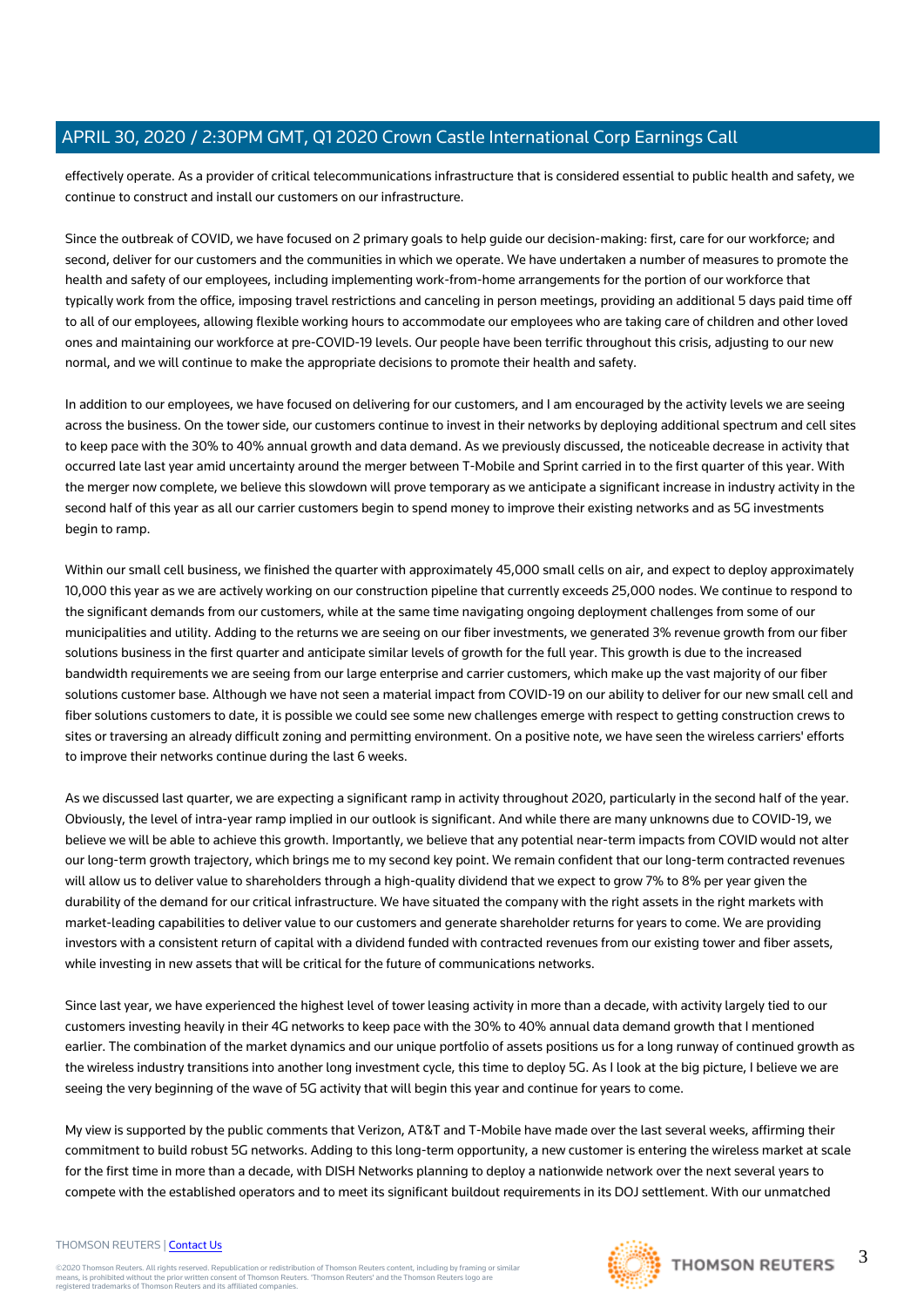effectively operate. As a provider of critical telecommunications infrastructure that is considered essential to public health and safety, we continue to construct and install our customers on our infrastructure.

Since the outbreak of COVID, we have focused on 2 primary goals to help guide our decision-making: first, care for our workforce; and second, deliver for our customers and the communities in which we operate. We have undertaken a number of measures to promote the health and safety of our employees, including implementing work-from-home arrangements for the portion of our workforce that typically work from the office, imposing travel restrictions and canceling in person meetings, providing an additional 5 days paid time off to all of our employees, allowing flexible working hours to accommodate our employees who are taking care of children and other loved ones and maintaining our workforce at pre-COVID-19 levels. Our people have been terrific throughout this crisis, adjusting to our new normal, and we will continue to make the appropriate decisions to promote their health and safety.

In addition to our employees, we have focused on delivering for our customers, and I am encouraged by the activity levels we are seeing across the business. On the tower side, our customers continue to invest in their networks by deploying additional spectrum and cell sites to keep pace with the 30% to 40% annual growth and data demand. As we previously discussed, the noticeable decrease in activity that occurred late last year amid uncertainty around the merger between T-Mobile and Sprint carried in to the first quarter of this year. With the merger now complete, we believe this slowdown will prove temporary as we anticipate a significant increase in industry activity in the second half of this year as all our carrier customers begin to spend money to improve their existing networks and as 5G investments begin to ramp.

Within our small cell business, we finished the quarter with approximately 45,000 small cells on air, and expect to deploy approximately 10,000 this year as we are actively working on our construction pipeline that currently exceeds 25,000 nodes. We continue to respond to the significant demands from our customers, while at the same time navigating ongoing deployment challenges from some of our municipalities and utility. Adding to the returns we are seeing on our fiber investments, we generated 3% revenue growth from our fiber solutions business in the first quarter and anticipate similar levels of growth for the full year. This growth is due to the increased bandwidth requirements we are seeing from our large enterprise and carrier customers, which make up the vast majority of our fiber solutions customer base. Although we have not seen a material impact from COVID-19 on our ability to deliver for our new small cell and fiber solutions customers to date, it is possible we could see some new challenges emerge with respect to getting construction crews to sites or traversing an already difficult zoning and permitting environment. On a positive note, we have seen the wireless carriers' efforts to improve their networks continue during the last 6 weeks.

As we discussed last quarter, we are expecting a significant ramp in activity throughout 2020, particularly in the second half of the year. Obviously, the level of intra-year ramp implied in our outlook is significant. And while there are many unknowns due to COVID-19, we believe we will be able to achieve this growth. Importantly, we believe that any potential near-term impacts from COVID would not alter our long-term growth trajectory, which brings me to my second key point. We remain confident that our long-term contracted revenues will allow us to deliver value to shareholders through a high-quality dividend that we expect to grow 7% to 8% per year given the durability of the demand for our critical infrastructure. We have situated the company with the right assets in the right markets with market-leading capabilities to deliver value to our customers and generate shareholder returns for years to come. We are providing investors with a consistent return of capital with a dividend funded with contracted revenues from our existing tower and fiber assets, while investing in new assets that will be critical for the future of communications networks.

Since last year, we have experienced the highest level of tower leasing activity in more than a decade, with activity largely tied to our customers investing heavily in their 4G networks to keep pace with the 30% to 40% annual data demand growth that I mentioned earlier. The combination of the market dynamics and our unique portfolio of assets positions us for a long runway of continued growth as the wireless industry transitions into another long investment cycle, this time to deploy 5G. As I look at the big picture, I believe we are seeing the very beginning of the wave of 5G activity that will begin this year and continue for years to come.

My view is supported by the public comments that Verizon, AT&T and T-Mobile have made over the last several weeks, affirming their commitment to build robust 5G networks. Adding to this long-term opportunity, a new customer is entering the wireless market at scale for the first time in more than a decade, with DISH Networks planning to deploy a nationwide network over the next several years to compete with the established operators and to meet its significant buildout requirements in its DOJ settlement. With our unmatched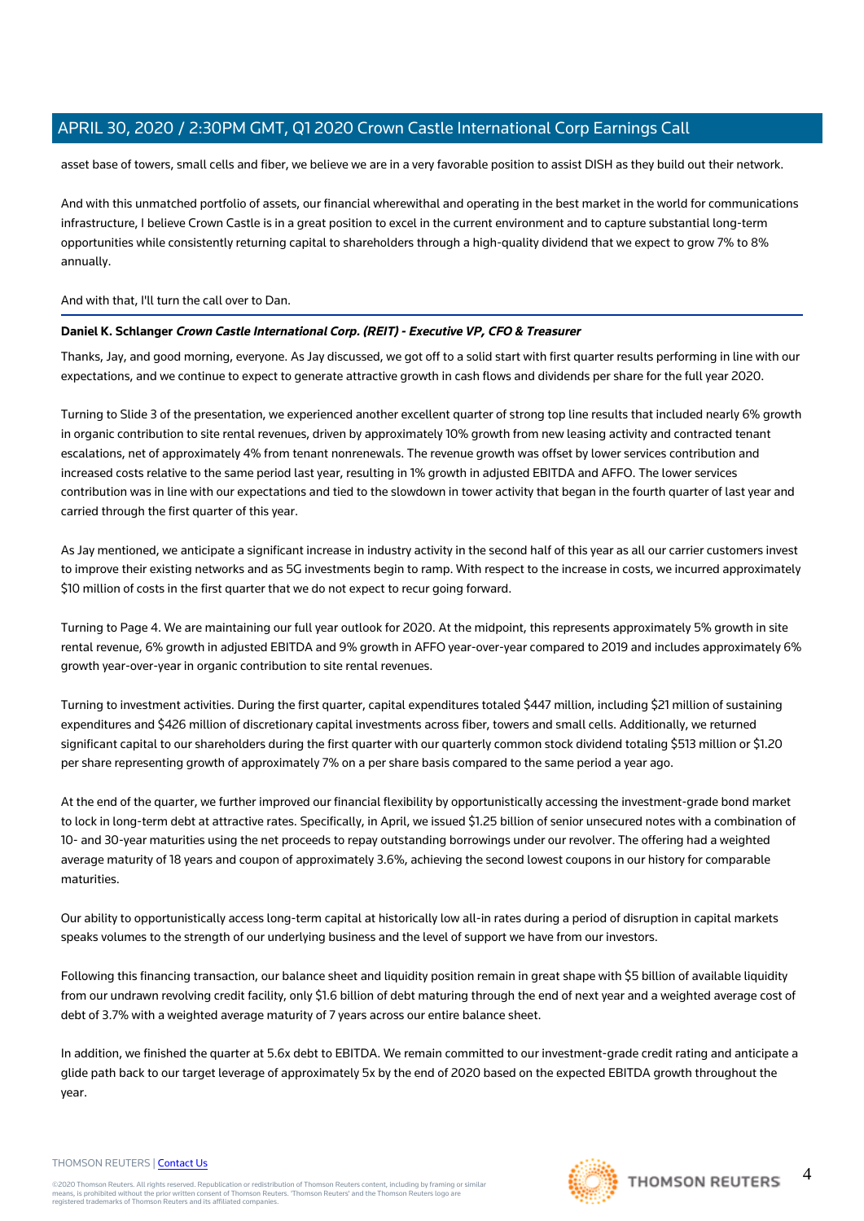asset base of towers, small cells and fiber, we believe we are in a very favorable position to assist DISH as they build out their network.

And with this unmatched portfolio of assets, our financial wherewithal and operating in the best market in the world for communications infrastructure, I believe Crown Castle is in a great position to excel in the current environment and to capture substantial long-term opportunities while consistently returning capital to shareholders through a high-quality dividend that we expect to grow 7% to 8% annually.

And with that, I'll turn the call over to Dan.

**Daniel K. Schlanger** ***Crown Castle International Corp. (REIT) - Executive VP, CFO & Treasurer***

Thanks, Jay, and good morning, everyone. As Jay discussed, we got off to a solid start with first quarter results performing in line with our expectations, and we continue to expect to generate attractive growth in cash flows and dividends per share for the full year 2020.

Turning to Slide 3 of the presentation, we experienced another excellent quarter of strong top line results that included nearly 6% growth in organic contribution to site rental revenues, driven by approximately 10% growth from new leasing activity and contracted tenant escalations, net of approximately 4% from tenant nonrenewals. The revenue growth was offset by lower services contribution and increased costs relative to the same period last year, resulting in 1% growth in adjusted EBITDA and AFFO. The lower services contribution was in line with our expectations and tied to the slowdown in tower activity that began in the fourth quarter of last year and carried through the first quarter of this year.

As Jay mentioned, we anticipate a significant increase in industry activity in the second half of this year as all our carrier customers invest to improve their existing networks and as 5G investments begin to ramp. With respect to the increase in costs, we incurred approximately $10 million of costs in the first quarter that we do not expect to recur going forward.

Turning to Page 4. We are maintaining our full year outlook for 2020. At the midpoint, this represents approximately 5% growth in site rental revenue, 6% growth in adjusted EBITDA and 9% growth in AFFO year-over-year compared to 2019 and includes approximately 6% growth year-over-year in organic contribution to site rental revenues.

Turning to investment activities. During the first quarter, capital expenditures totaled $447 million, including $21 million of sustaining expenditures and $426 million of discretionary capital investments across fiber, towers and small cells. Additionally, we returned significant capital to our shareholders during the first quarter with our quarterly common stock dividend totaling $513 million or $1.20 per share representing growth of approximately 7% on a per share basis compared to the same period a year ago.

At the end of the quarter, we further improved our financial flexibility by opportunistically accessing the investment-grade bond market to lock in long-term debt at attractive rates. Specifically, in April, we issued $1.25 billion of senior unsecured notes with a combination of 10- and 30-year maturities using the net proceeds to repay outstanding borrowings under our revolver. The offering had a weighted average maturity of 18 years and coupon of approximately 3.6%, achieving the second lowest coupons in our history for comparable maturities.

Our ability to opportunistically access long-term capital at historically low all-in rates during a period of disruption in capital markets speaks volumes to the strength of our underlying business and the level of support we have from our investors.

Following this financing transaction, our balance sheet and liquidity position remain in great shape with $5 billion of available liquidity from our undrawn revolving credit facility, only $1.6 billion of debt maturing through the end of next year and a weighted average cost of debt of 3.7% with a weighted average maturity of 7 years across our entire balance sheet.

In addition, we finished the quarter at 5.6x debt to EBITDA. We remain committed to our investment-grade credit rating and anticipate a glide path back to our target leverage of approximately 5x by the end of 2020 based on the expected EBITDA growth throughout the year.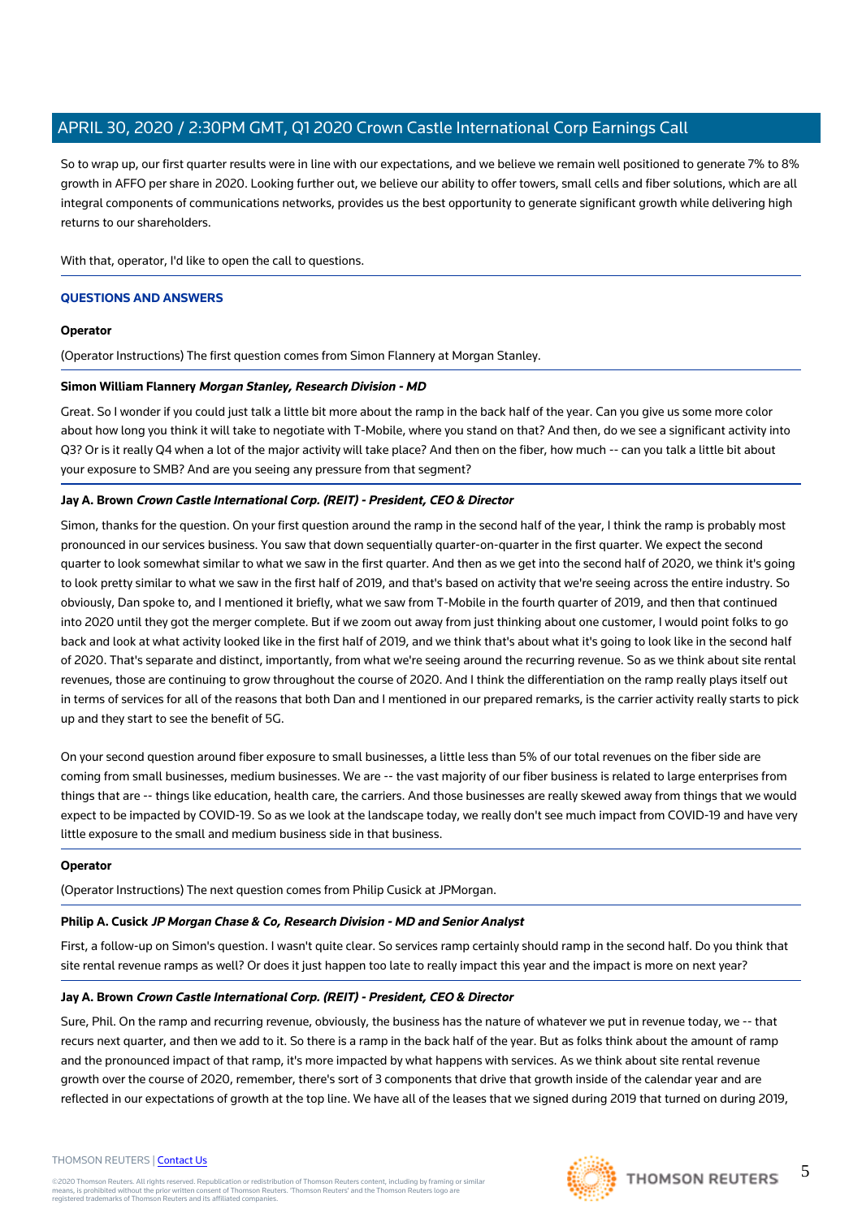So to wrap up, our first quarter results were in line with our expectations, and we believe we remain well positioned to generate 7% to 8% growth in AFFO per share in 2020. Looking further out, we believe our ability to offer towers, small cells and fiber solutions, which are all integral components of communications networks, provides us the best opportunity to generate significant growth while delivering high returns to our shareholders.

With that, operator, I'd like to open the call to questions.

## QUESTIONS AND ANSWERS

**Operator**

(Operator Instructions) The first question comes from Simon Flannery at Morgan Stanley.

**Simon William Flannery** ***Morgan Stanley, Research Division - MD***

Great. So I wonder if you could just talk a little bit more about the ramp in the back half of the year. Can you give us some more color about how long you think it will take to negotiate with T-Mobile, where you stand on that? And then, do we see a significant activity into Q3? Or is it really Q4 when a lot of the major activity will take place? And then on the fiber, how much -- can you talk a little bit about your exposure to SMB? And are you seeing any pressure from that segment?

**Jay A. Brown** ***Crown Castle International Corp. (REIT) - President, CEO & Director***

Simon, thanks for the question. On your first question around the ramp in the second half of the year, I think the ramp is probably most pronounced in our services business. You saw that down sequentially quarter-on-quarter in the first quarter. We expect the second quarter to look somewhat similar to what we saw in the first quarter. And then as we get into the second half of 2020, we think it's going to look pretty similar to what we saw in the first half of 2019, and that's based on activity that we're seeing across the entire industry. So obviously, Dan spoke to, and I mentioned it briefly, what we saw from T-Mobile in the fourth quarter of 2019, and then that continued into 2020 until they got the merger complete. But if we zoom out away from just thinking about one customer, I would point folks to go back and look at what activity looked like in the first half of 2019, and we think that's about what it's going to look like in the second half of 2020. That's separate and distinct, importantly, from what we're seeing around the recurring revenue. So as we think about site rental revenues, those are continuing to grow throughout the course of 2020. And I think the differentiation on the ramp really plays itself out in terms of services for all of the reasons that both Dan and I mentioned in our prepared remarks, is the carrier activity really starts to pick up and they start to see the benefit of 5G.

On your second question around fiber exposure to small businesses, a little less than 5% of our total revenues on the fiber side are coming from small businesses, medium businesses. We are -- the vast majority of our fiber business is related to large enterprises from things that are -- things like education, health care, the carriers. And those businesses are really skewed away from things that we would expect to be impacted by COVID-19. So as we look at the landscape today, we really don't see much impact from COVID-19 and have very little exposure to the small and medium business side in that business.

**Operator**

(Operator Instructions) The next question comes from Philip Cusick at JPMorgan.

**Philip A. Cusick** ***JP Morgan Chase & Co, Research Division - MD and Senior Analyst***

First, a follow-up on Simon's question. I wasn't quite clear. So services ramp certainly should ramp in the second half. Do you think that site rental revenue ramps as well? Or does it just happen too late to really impact this year and the impact is more on next year?

**Jay A. Brown** ***Crown Castle International Corp. (REIT) - President, CEO & Director***

Sure, Phil. On the ramp and recurring revenue, obviously, the business has the nature of whatever we put in revenue today, we -- that recurs next quarter, and then we add to it. So there is a ramp in the back half of the year. But as folks think about the amount of ramp and the pronounced impact of that ramp, it's more impacted by what happens with services. As we think about site rental revenue growth over the course of 2020, remember, there's sort of 3 components that drive that growth inside of the calendar year and are reflected in our expectations of growth at the top line. We have all of the leases that we signed during 2019 that turned on during 2019,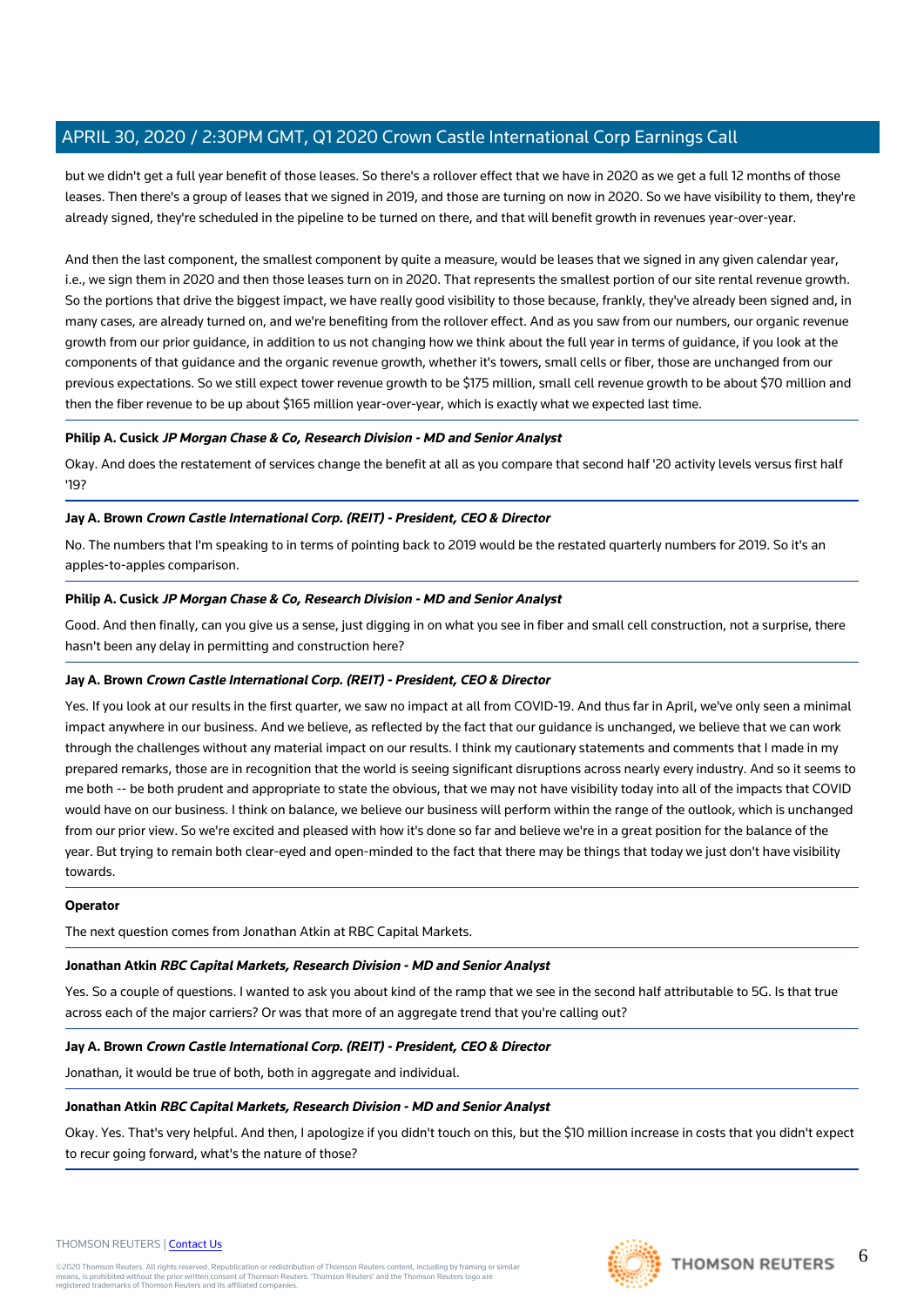but we didn't get a full year benefit of those leases. So there's a rollover effect that we have in 2020 as we get a full 12 months of those leases. Then there's a group of leases that we signed in 2019, and those are turning on now in 2020. So we have visibility to them, they're already signed, they're scheduled in the pipeline to be turned on there, and that will benefit growth in revenues year-over-year.

And then the last component, the smallest component by quite a measure, would be leases that we signed in any given calendar year, i.e., we sign them in 2020 and then those leases turn on in 2020. That represents the smallest portion of our site rental revenue growth. So the portions that drive the biggest impact, we have really good visibility to those because, frankly, they've already been signed and, in many cases, are already turned on, and we're benefiting from the rollover effect. And as you saw from our numbers, our organic revenue growth from our prior guidance, in addition to us not changing how we think about the full year in terms of guidance, if you look at the components of that guidance and the organic revenue growth, whether it's towers, small cells or fiber, those are unchanged from our previous expectations. So we still expect tower revenue growth to be $175 million, small cell revenue growth to be about $70 million and then the fiber revenue to be up about $165 million year-over-year, which is exactly what we expected last time.

**Philip A. Cusick** ***JP Morgan Chase & Co, Research Division - MD and Senior Analyst***

Okay. And does the restatement of services change the benefit at all as you compare that second half '20 activity levels versus first half '19?

**Jay A. Brown** ***Crown Castle International Corp. (REIT) - President, CEO & Director***

No. The numbers that I'm speaking to in terms of pointing back to 2019 would be the restated quarterly numbers for 2019. So it's an apples-to-apples comparison.

**Philip A. Cusick** ***JP Morgan Chase & Co, Research Division - MD and Senior Analyst***

Good. And then finally, can you give us a sense, just digging in on what you see in fiber and small cell construction, not a surprise, there hasn't been any delay in permitting and construction here?

**Jay A. Brown** ***Crown Castle International Corp. (REIT) - President, CEO & Director***

Yes. If you look at our results in the first quarter, we saw no impact at all from COVID-19. And thus far in April, we've only seen a minimal impact anywhere in our business. And we believe, as reflected by the fact that our guidance is unchanged, we believe that we can work through the challenges without any material impact on our results. I think my cautionary statements and comments that I made in my prepared remarks, those are in recognition that the world is seeing significant disruptions across nearly every industry. And so it seems to me both -- be both prudent and appropriate to state the obvious, that we may not have visibility today into all of the impacts that COVID would have on our business. I think on balance, we believe our business will perform within the range of the outlook, which is unchanged from our prior view. So we're excited and pleased with how it's done so far and believe we're in a great position for the balance of the year. But trying to remain both clear-eyed and open-minded to the fact that there may be things that today we just don't have visibility towards.

**Operator**

The next question comes from Jonathan Atkin at RBC Capital Markets.

**Jonathan Atkin** ***RBC Capital Markets, Research Division - MD and Senior Analyst***

Yes. So a couple of questions. I wanted to ask you about kind of the ramp that we see in the second half attributable to 5G. Is that true across each of the major carriers? Or was that more of an aggregate trend that you're calling out?

**Jay A. Brown** ***Crown Castle International Corp. (REIT) - President, CEO & Director***

Jonathan, it would be true of both, both in aggregate and individual.

**Jonathan Atkin** ***RBC Capital Markets, Research Division - MD and Senior Analyst***

Okay. Yes. That's very helpful. And then, I apologize if you didn't touch on this, but the $10 million increase in costs that you didn't expect to recur going forward, what's the nature of those?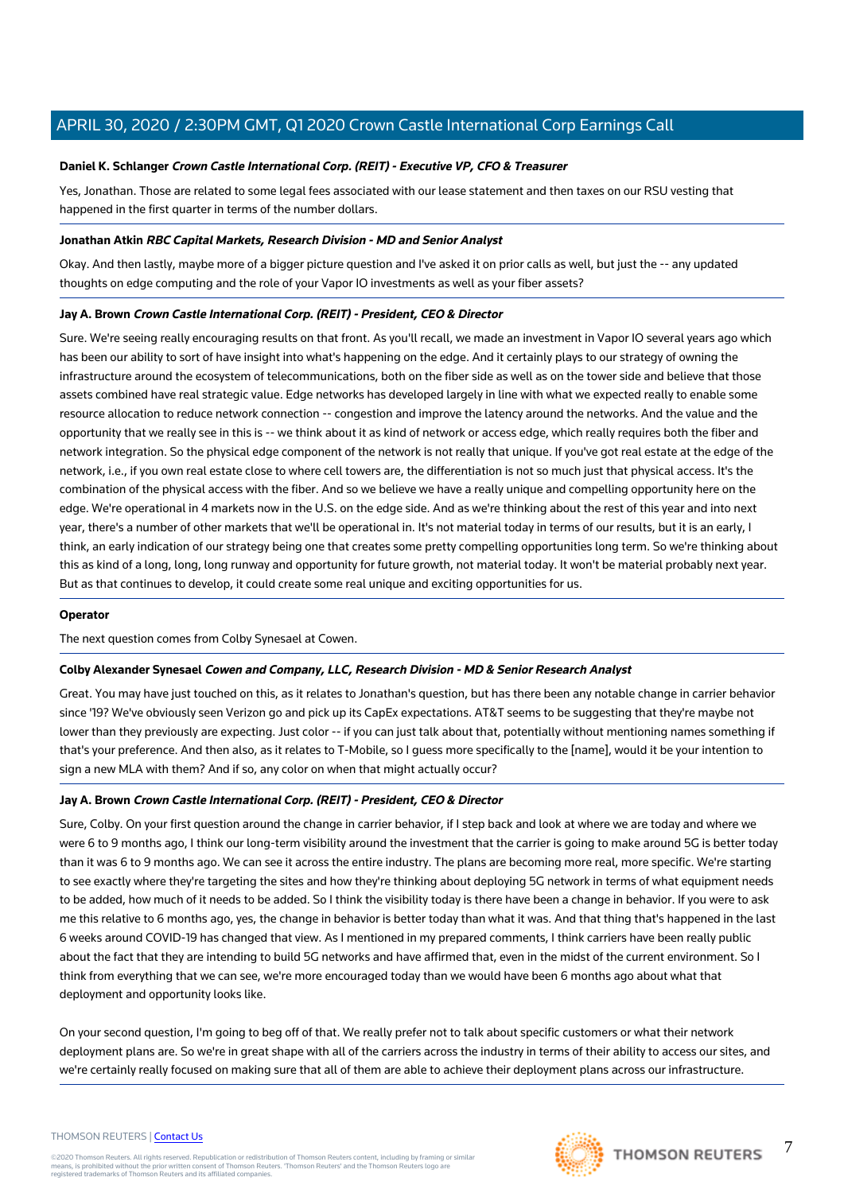**Daniel K. Schlanger** ***Crown Castle International Corp. (REIT) - Executive VP, CFO & Treasurer***

Yes, Jonathan. Those are related to some legal fees associated with our lease statement and then taxes on our RSU vesting that happened in the first quarter in terms of the number dollars.

**Jonathan Atkin** ***RBC Capital Markets, Research Division - MD and Senior Analyst***

Okay. And then lastly, maybe more of a bigger picture question and I've asked it on prior calls as well, but just the -- any updated thoughts on edge computing and the role of your Vapor IO investments as well as your fiber assets?

**Jay A. Brown** ***Crown Castle International Corp. (REIT) - President, CEO & Director***

Sure. We're seeing really encouraging results on that front. As you'll recall, we made an investment in Vapor IO several years ago which has been our ability to sort of have insight into what's happening on the edge. And it certainly plays to our strategy of owning the infrastructure around the ecosystem of telecommunications, both on the fiber side as well as on the tower side and believe that those assets combined have real strategic value. Edge networks has developed largely in line with what we expected really to enable some resource allocation to reduce network connection -- congestion and improve the latency around the networks. And the value and the opportunity that we really see in this is -- we think about it as kind of network or access edge, which really requires both the fiber and network integration. So the physical edge component of the network is not really that unique. If you've got real estate at the edge of the network, i.e., if you own real estate close to where cell towers are, the differentiation is not so much just that physical access. It's the combination of the physical access with the fiber. And so we believe we have a really unique and compelling opportunity here on the edge. We're operational in 4 markets now in the U.S. on the edge side. And as we're thinking about the rest of this year and into next year, there's a number of other markets that we'll be operational in. It's not material today in terms of our results, but it is an early, I think, an early indication of our strategy being one that creates some pretty compelling opportunities long term. So we're thinking about this as kind of a long, long, long runway and opportunity for future growth, not material today. It won't be material probably next year. But as that continues to develop, it could create some real unique and exciting opportunities for us.

**Operator**

The next question comes from Colby Synesael at Cowen.

**Colby Alexander Synesael** ***Cowen and Company, LLC, Research Division - MD & Senior Research Analyst***

Great. You may have just touched on this, as it relates to Jonathan's question, but has there been any notable change in carrier behavior since '19? We've obviously seen Verizon go and pick up its CapEx expectations. AT&T seems to be suggesting that they're maybe not lower than they previously are expecting. Just color -- if you can just talk about that, potentially without mentioning names something if that's your preference. And then also, as it relates to T-Mobile, so I guess more specifically to the [name], would it be your intention to sign a new MLA with them? And if so, any color on when that might actually occur?

**Jay A. Brown** ***Crown Castle International Corp. (REIT) - President, CEO & Director***

Sure, Colby. On your first question around the change in carrier behavior, if I step back and look at where we are today and where we were 6 to 9 months ago, I think our long-term visibility around the investment that the carrier is going to make around 5G is better today than it was 6 to 9 months ago. We can see it across the entire industry. The plans are becoming more real, more specific. We're starting to see exactly where they're targeting the sites and how they're thinking about deploying 5G network in terms of what equipment needs to be added, how much of it needs to be added. So I think the visibility today is there have been a change in behavior. If you were to ask me this relative to 6 months ago, yes, the change in behavior is better today than what it was. And that thing that's happened in the last 6 weeks around COVID-19 has changed that view. As I mentioned in my prepared comments, I think carriers have been really public about the fact that they are intending to build 5G networks and have affirmed that, even in the midst of the current environment. So I think from everything that we can see, we're more encouraged today than we would have been 6 months ago about what that deployment and opportunity looks like.

On your second question, I'm going to beg off of that. We really prefer not to talk about specific customers or what their network deployment plans are. So we're in great shape with all of the carriers across the industry in terms of their ability to access our sites, and we're certainly really focused on making sure that all of them are able to achieve their deployment plans across our infrastructure.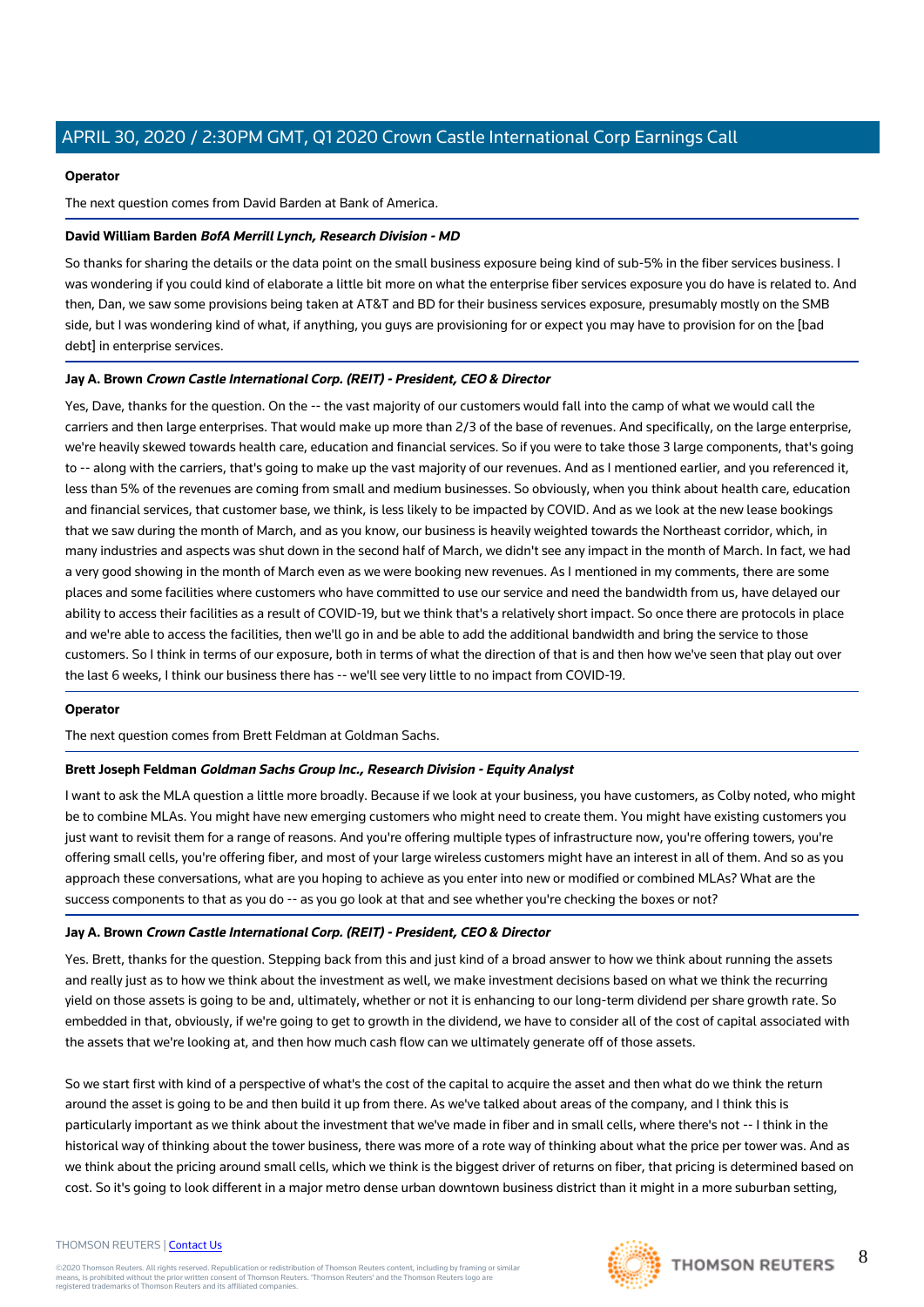**Operator**

The next question comes from David Barden at Bank of America.

**David William Barden** ***BofA Merrill Lynch, Research Division - MD***

So thanks for sharing the details or the data point on the small business exposure being kind of sub-5% in the fiber services business. I was wondering if you could kind of elaborate a little bit more on what the enterprise fiber services exposure you do have is related to. And then, Dan, we saw some provisions being taken at AT&T and BD for their business services exposure, presumably mostly on the SMB side, but I was wondering kind of what, if anything, you guys are provisioning for or expect you may have to provision for on the [bad debt] in enterprise services.

**Jay A. Brown** ***Crown Castle International Corp. (REIT) - President, CEO & Director***

Yes, Dave, thanks for the question. On the -- the vast majority of our customers would fall into the camp of what we would call the carriers and then large enterprises. That would make up more than 2/3 of the base of revenues. And specifically, on the large enterprise, we're heavily skewed towards health care, education and financial services. So if you were to take those 3 large components, that's going to -- along with the carriers, that's going to make up the vast majority of our revenues. And as I mentioned earlier, and you referenced it, less than 5% of the revenues are coming from small and medium businesses. So obviously, when you think about health care, education and financial services, that customer base, we think, is less likely to be impacted by COVID. And as we look at the new lease bookings that we saw during the month of March, and as you know, our business is heavily weighted towards the Northeast corridor, which, in many industries and aspects was shut down in the second half of March, we didn't see any impact in the month of March. In fact, we had a very good showing in the month of March even as we were booking new revenues. As I mentioned in my comments, there are some places and some facilities where customers who have committed to use our service and need the bandwidth from us, have delayed our ability to access their facilities as a result of COVID-19, but we think that's a relatively short impact. So once there are protocols in place and we're able to access the facilities, then we'll go in and be able to add the additional bandwidth and bring the service to those customers. So I think in terms of our exposure, both in terms of what the direction of that is and then how we've seen that play out over the last 6 weeks, I think our business there has -- we'll see very little to no impact from COVID-19.

**Operator**

The next question comes from Brett Feldman at Goldman Sachs.

**Brett Joseph Feldman** ***Goldman Sachs Group Inc., Research Division - Equity Analyst***

I want to ask the MLA question a little more broadly. Because if we look at your business, you have customers, as Colby noted, who might be to combine MLAs. You might have new emerging customers who might need to create them. You might have existing customers you just want to revisit them for a range of reasons. And you're offering multiple types of infrastructure now, you're offering towers, you're offering small cells, you're offering fiber, and most of your large wireless customers might have an interest in all of them. And so as you approach these conversations, what are you hoping to achieve as you enter into new or modified or combined MLAs? What are the success components to that as you do -- as you go look at that and see whether you're checking the boxes or not?

**Jay A. Brown** ***Crown Castle International Corp. (REIT) - President, CEO & Director***

Yes. Brett, thanks for the question. Stepping back from this and just kind of a broad answer to how we think about running the assets and really just as to how we think about the investment as well, we make investment decisions based on what we think the recurring yield on those assets is going to be and, ultimately, whether or not it is enhancing to our long-term dividend per share growth rate. So embedded in that, obviously, if we're going to get to growth in the dividend, we have to consider all of the cost of capital associated with the assets that we're looking at, and then how much cash flow can we ultimately generate off of those assets.

So we start first with kind of a perspective of what's the cost of the capital to acquire the asset and then what do we think the return around the asset is going to be and then build it up from there. As we've talked about areas of the company, and I think this is particularly important as we think about the investment that we've made in fiber and in small cells, where there's not -- I think in the historical way of thinking about the tower business, there was more of a rote way of thinking about what the price per tower was. And as we think about the pricing around small cells, which we think is the biggest driver of returns on fiber, that pricing is determined based on cost. So it's going to look different in a major metro dense urban downtown business district than it might in a more suburban setting,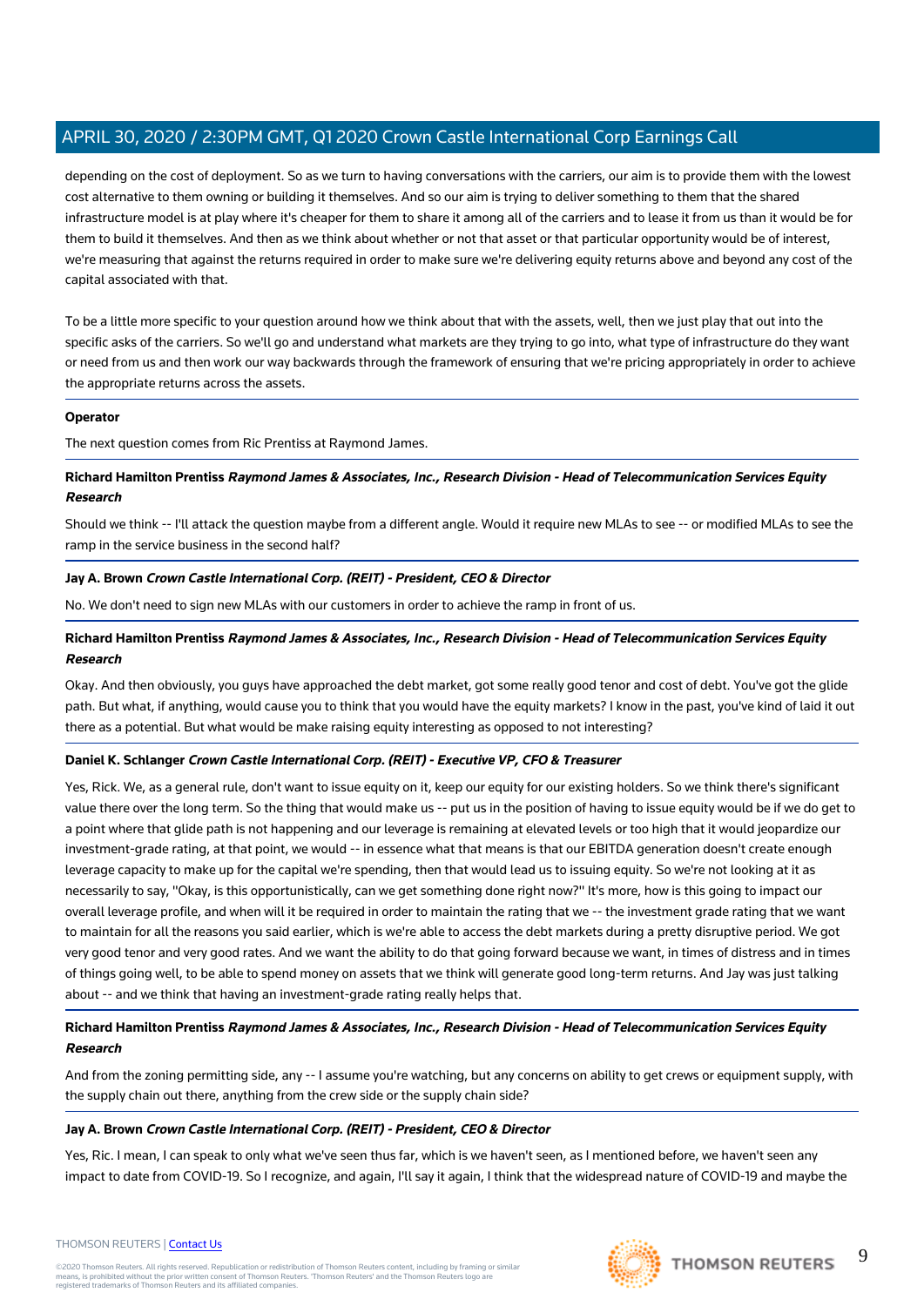depending on the cost of deployment. So as we turn to having conversations with the carriers, our aim is to provide them with the lowest cost alternative to them owning or building it themselves. And so our aim is trying to deliver something to them that the shared infrastructure model is at play where it's cheaper for them to share it among all of the carriers and to lease it from us than it would be for them to build it themselves. And then as we think about whether or not that asset or that particular opportunity would be of interest, we're measuring that against the returns required in order to make sure we're delivering equity returns above and beyond any cost of the capital associated with that.

To be a little more specific to your question around how we think about that with the assets, well, then we just play that out into the specific asks of the carriers. So we'll go and understand what markets are they trying to go into, what type of infrastructure do they want or need from us and then work our way backwards through the framework of ensuring that we're pricing appropriately in order to achieve the appropriate returns across the assets.

**Operator**

The next question comes from Ric Prentiss at Raymond James.

**Richard Hamilton Prentiss** ***Raymond James & Associates, Inc., Research Division - Head of Telecommunication Services Equity Research***

Should we think -- I'll attack the question maybe from a different angle. Would it require new MLAs to see -- or modified MLAs to see the ramp in the service business in the second half?

**Jay A. Brown** ***Crown Castle International Corp. (REIT) - President, CEO & Director***

No. We don't need to sign new MLAs with our customers in order to achieve the ramp in front of us.

**Richard Hamilton Prentiss** ***Raymond James & Associates, Inc., Research Division - Head of Telecommunication Services Equity Research***

Okay. And then obviously, you guys have approached the debt market, got some really good tenor and cost of debt. You've got the glide path. But what, if anything, would cause you to think that you would have the equity markets? I know in the past, you've kind of laid it out there as a potential. But what would be make raising equity interesting as opposed to not interesting?

**Daniel K. Schlanger** ***Crown Castle International Corp. (REIT) - Executive VP, CFO & Treasurer***

Yes, Rick. We, as a general rule, don't want to issue equity on it, keep our equity for our existing holders. So we think there's significant value there over the long term. So the thing that would make us -- put us in the position of having to issue equity would be if we do get to a point where that glide path is not happening and our leverage is remaining at elevated levels or too high that it would jeopardize our investment-grade rating, at that point, we would -- in essence what that means is that our EBITDA generation doesn't create enough leverage capacity to make up for the capital we're spending, then that would lead us to issuing equity. So we're not looking at it as necessarily to say, "Okay, is this opportunistically, can we get something done right now?" It's more, how is this going to impact our overall leverage profile, and when will it be required in order to maintain the rating that we -- the investment grade rating that we want to maintain for all the reasons you said earlier, which is we're able to access the debt markets during a pretty disruptive period. We got very good tenor and very good rates. And we want the ability to do that going forward because we want, in times of distress and in times of things going well, to be able to spend money on assets that we think will generate good long-term returns. And Jay was just talking about -- and we think that having an investment-grade rating really helps that.

**Richard Hamilton Prentiss** ***Raymond James & Associates, Inc., Research Division - Head of Telecommunication Services Equity Research***

And from the zoning permitting side, any -- I assume you're watching, but any concerns on ability to get crews or equipment supply, with the supply chain out there, anything from the crew side or the supply chain side?

**Jay A. Brown** ***Crown Castle International Corp. (REIT) - President, CEO & Director***

Yes, Ric. I mean, I can speak to only what we've seen thus far, which is we haven't seen, as I mentioned before, we haven't seen any impact to date from COVID-19. So I recognize, and again, I'll say it again, I think that the widespread nature of COVID-19 and maybe the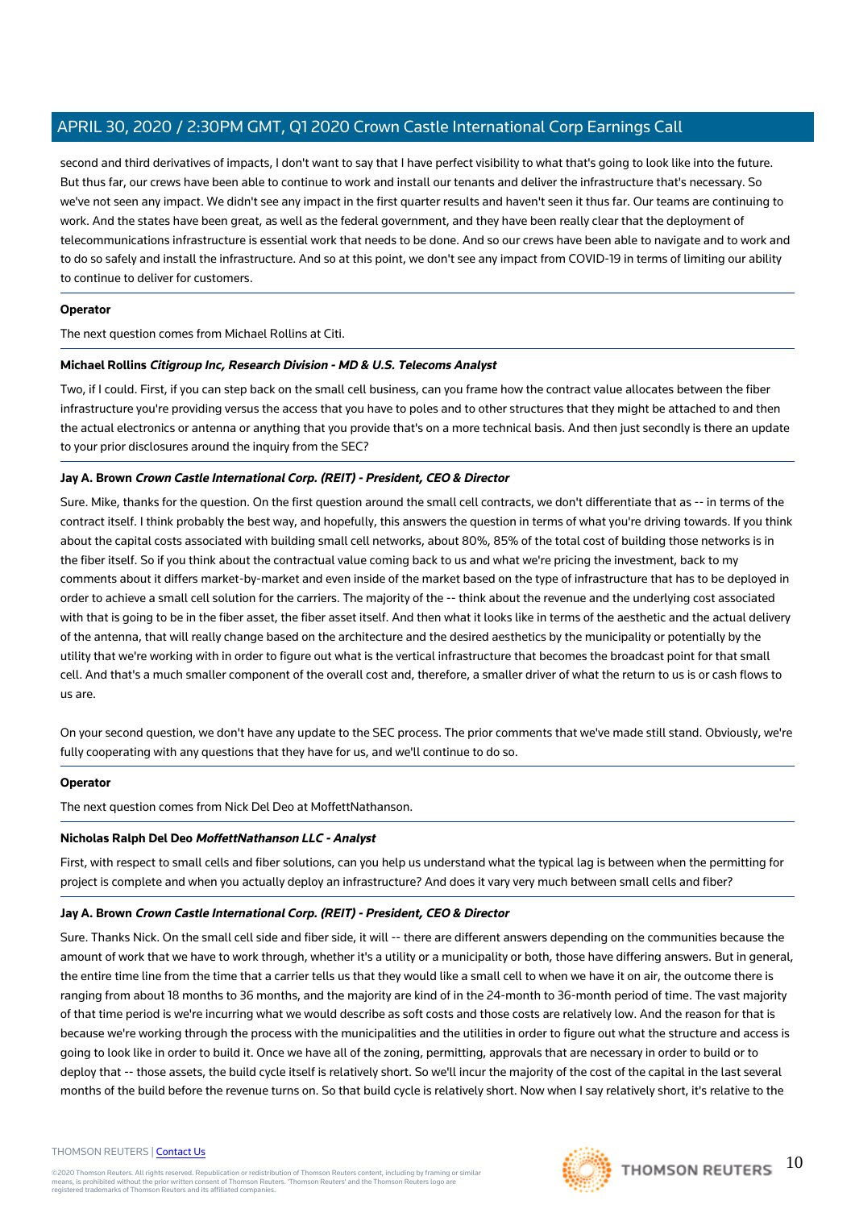second and third derivatives of impacts, I don't want to say that I have perfect visibility to what that's going to look like into the future. But thus far, our crews have been able to continue to work and install our tenants and deliver the infrastructure that's necessary. So we've not seen any impact. We didn't see any impact in the first quarter results and haven't seen it thus far. Our teams are continuing to work. And the states have been great, as well as the federal government, and they have been really clear that the deployment of telecommunications infrastructure is essential work that needs to be done. And so our crews have been able to navigate and to work and to do so safely and install the infrastructure. And so at this point, we don't see any impact from COVID-19 in terms of limiting our ability to continue to deliver for customers.

---

**Operator**

The next question comes from Michael Rollins at Citi.

---

**Michael Rollins** ***Citigroup Inc, Research Division - MD & U.S. Telecoms Analyst***

Two, if I could. First, if you can step back on the small cell business, can you frame how the contract value allocates between the fiber infrastructure you're providing versus the access that you have to poles and to other structures that they might be attached to and then the actual electronics or antenna or anything that you provide that's on a more technical basis. And then just secondly is there an update to your prior disclosures around the inquiry from the SEC?

---

**Jay A. Brown** ***Crown Castle International Corp. (REIT) - President, CEO & Director***

Sure. Mike, thanks for the question. On the first question around the small cell contracts, we don't differentiate that as -- in terms of the contract itself. I think probably the best way, and hopefully, this answers the question in terms of what you're driving towards. If you think about the capital costs associated with building small cell networks, about 80%, 85% of the total cost of building those networks is in the fiber itself. So if you think about the contractual value coming back to us and what we're pricing the investment, back to my comments about it differs market-by-market and even inside of the market based on the type of infrastructure that has to be deployed in order to achieve a small cell solution for the carriers. The majority of the -- think about the revenue and the underlying cost associated with that is going to be in the fiber asset, the fiber asset itself. And then what it looks like in terms of the aesthetic and the actual delivery of the antenna, that will really change based on the architecture and the desired aesthetics by the municipality or potentially by the utility that we're working with in order to figure out what is the vertical infrastructure that becomes the broadcast point for that small cell. And that's a much smaller component of the overall cost and, therefore, a smaller driver of what the return to us is or cash flows to us are.

On your second question, we don't have any update to the SEC process. The prior comments that we've made still stand. Obviously, we're fully cooperating with any questions that they have for us, and we'll continue to do so.

---

**Operator**

The next question comes from Nick Del Deo at MoffettNathanson.

---

**Nicholas Ralph Del Deo** ***MoffettNathanson LLC - Analyst***

First, with respect to small cells and fiber solutions, can you help us understand what the typical lag is between when the permitting for project is complete and when you actually deploy an infrastructure? And does it vary very much between small cells and fiber?

---

**Jay A. Brown** ***Crown Castle International Corp. (REIT) - President, CEO & Director***

Sure. Thanks Nick. On the small cell side and fiber side, it will -- there are different answers depending on the communities because the amount of work that we have to work through, whether it's a utility or a municipality or both, those have differing answers. But in general, the entire time line from the time that a carrier tells us that they would like a small cell to when we have it on air, the outcome there is ranging from about 18 months to 36 months, and the majority are kind of in the 24-month to 36-month period of time. The vast majority of that time period is we're incurring what we would describe as soft costs and those costs are relatively low. And the reason for that is because we're working through the process with the municipalities and the utilities in order to figure out what the structure and access is going to look like in order to build it. Once we have all of the zoning, permitting, approvals that are necessary in order to build or to deploy that -- those assets, the build cycle itself is relatively short. So we'll incur the majority of the cost of the capital in the last several months of the build before the revenue turns on. So that build cycle is relatively short. Now when I say relatively short, it's relative to the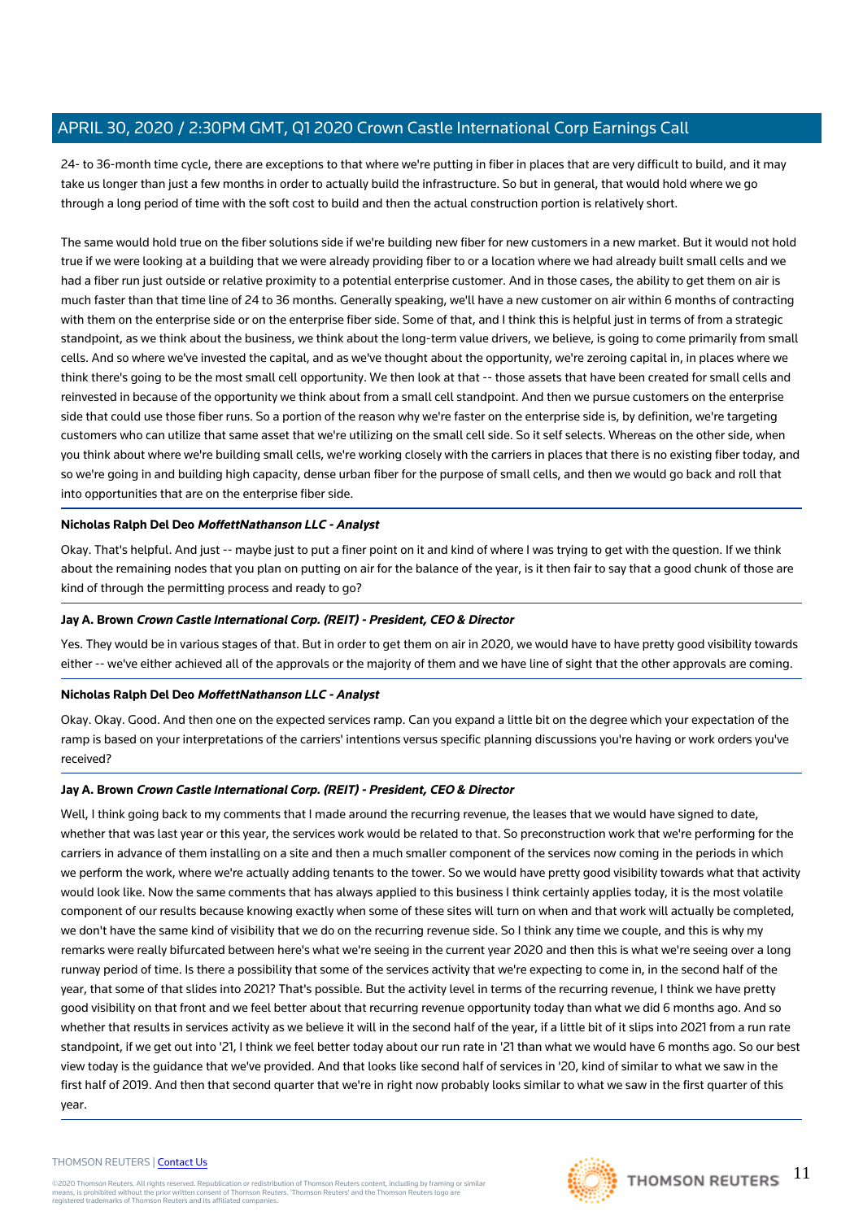24- to 36-month time cycle, there are exceptions to that where we're putting in fiber in places that are very difficult to build, and it may take us longer than just a few months in order to actually build the infrastructure. So but in general, that would hold where we go through a long period of time with the soft cost to build and then the actual construction portion is relatively short.

The same would hold true on the fiber solutions side if we're building new fiber for new customers in a new market. But it would not hold true if we were looking at a building that we were already providing fiber to or a location where we had already built small cells and we had a fiber run just outside or relative proximity to a potential enterprise customer. And in those cases, the ability to get them on air is much faster than that time line of 24 to 36 months. Generally speaking, we'll have a new customer on air within 6 months of contracting with them on the enterprise side or on the enterprise fiber side. Some of that, and I think this is helpful just in terms of from a strategic standpoint, as we think about the business, we think about the long-term value drivers, we believe, is going to come primarily from small cells. And so where we've invested the capital, and as we've thought about the opportunity, we're zeroing capital in, in places where we think there's going to be the most small cell opportunity. We then look at that -- those assets that have been created for small cells and reinvested in because of the opportunity we think about from a small cell standpoint. And then we pursue customers on the enterprise side that could use those fiber runs. So a portion of the reason why we're faster on the enterprise side is, by definition, we're targeting customers who can utilize that same asset that we're utilizing on the small cell side. So it self selects. Whereas on the other side, when you think about where we're building small cells, we're working closely with the carriers in places that there is no existing fiber today, and so we're going in and building high capacity, dense urban fiber for the purpose of small cells, and then we would go back and roll that into opportunities that are on the enterprise fiber side.

**Nicholas Ralph Del Deo** ***MoffettNathanson LLC - Analyst***

Okay. That's helpful. And just -- maybe just to put a finer point on it and kind of where I was trying to get with the question. If we think about the remaining nodes that you plan on putting on air for the balance of the year, is it then fair to say that a good chunk of those are kind of through the permitting process and ready to go?

**Jay A. Brown** ***Crown Castle International Corp. (REIT) - President, CEO & Director***

Yes. They would be in various stages of that. But in order to get them on air in 2020, we would have to have pretty good visibility towards either -- we've either achieved all of the approvals or the majority of them and we have line of sight that the other approvals are coming.

**Nicholas Ralph Del Deo** ***MoffettNathanson LLC - Analyst***

Okay. Okay. Good. And then one on the expected services ramp. Can you expand a little bit on the degree which your expectation of the ramp is based on your interpretations of the carriers' intentions versus specific planning discussions you're having or work orders you've received?

**Jay A. Brown** ***Crown Castle International Corp. (REIT) - President, CEO & Director***

Well, I think going back to my comments that I made around the recurring revenue, the leases that we would have signed to date, whether that was last year or this year, the services work would be related to that. So preconstruction work that we're performing for the carriers in advance of them installing on a site and then a much smaller component of the services now coming in the periods in which we perform the work, where we're actually adding tenants to the tower. So we would have pretty good visibility towards what that activity would look like. Now the same comments that has always applied to this business I think certainly applies today, it is the most volatile component of our results because knowing exactly when some of these sites will turn on when and that work will actually be completed, we don't have the same kind of visibility that we do on the recurring revenue side. So I think any time we couple, and this is why my remarks were really bifurcated between here's what we're seeing in the current year 2020 and then this is what we're seeing over a long runway period of time. Is there a possibility that some of the services activity that we're expecting to come in, in the second half of the year, that some of that slides into 2021? That's possible. But the activity level in terms of the recurring revenue, I think we have pretty good visibility on that front and we feel better about that recurring revenue opportunity today than what we did 6 months ago. And so whether that results in services activity as we believe it will in the second half of the year, if a little bit of it slips into 2021 from a run rate standpoint, if we get out into '21, I think we feel better today about our run rate in '21 than what we would have 6 months ago. So our best view today is the guidance that we've provided. And that looks like second half of services in '20, kind of similar to what we saw in the first half of 2019. And then that second quarter that we're in right now probably looks similar to what we saw in the first quarter of this year.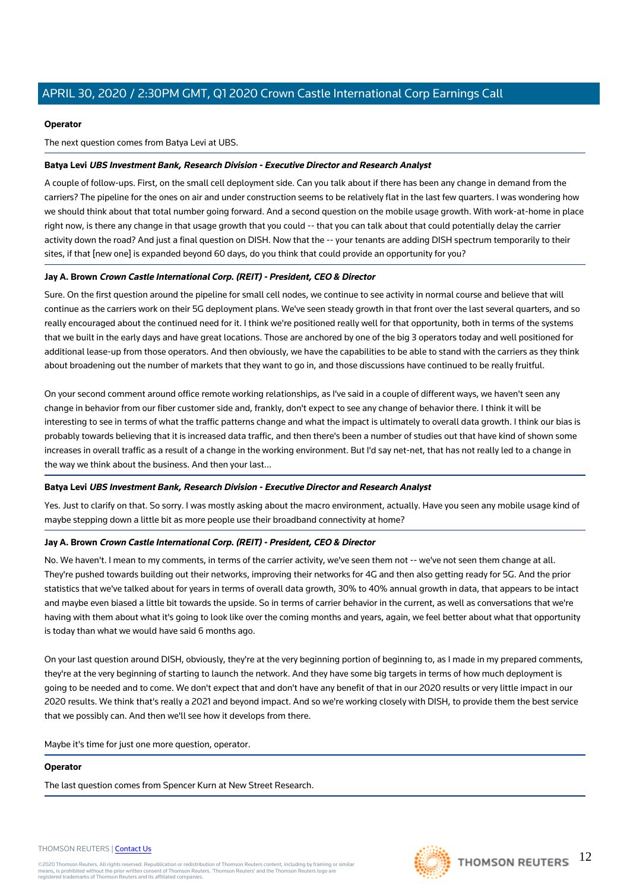**Operator**

The next question comes from Batya Levi at UBS.

**Batya Levi** ***UBS Investment Bank, Research Division - Executive Director and Research Analyst***

A couple of follow-ups. First, on the small cell deployment side. Can you talk about if there has been any change in demand from the carriers? The pipeline for the ones on air and under construction seems to be relatively flat in the last few quarters. I was wondering how we should think about that total number going forward. And a second question on the mobile usage growth. With work-at-home in place right now, is there any change in that usage growth that you could -- that you can talk about that could potentially delay the carrier activity down the road? And just a final question on DISH. Now that the -- your tenants are adding DISH spectrum temporarily to their sites, if that [new one] is expanded beyond 60 days, do you think that could provide an opportunity for you?

**Jay A. Brown** ***Crown Castle International Corp. (REIT) - President, CEO & Director***

Sure. On the first question around the pipeline for small cell nodes, we continue to see activity in normal course and believe that will continue as the carriers work on their 5G deployment plans. We've seen steady growth in that front over the last several quarters, and so really encouraged about the continued need for it. I think we're positioned really well for that opportunity, both in terms of the systems that we built in the early days and have great locations. Those are anchored by one of the big 3 operators today and well positioned for additional lease-up from those operators. And then obviously, we have the capabilities to be able to stand with the carriers as they think about broadening out the number of markets that they want to go in, and those discussions have continued to be really fruitful.

On your second comment around office remote working relationships, as I've said in a couple of different ways, we haven't seen any change in behavior from our fiber customer side and, frankly, don't expect to see any change of behavior there. I think it will be interesting to see in terms of what the traffic patterns change and what the impact is ultimately to overall data growth. I think our bias is probably towards believing that it is increased data traffic, and then there's been a number of studies out that have kind of shown some increases in overall traffic as a result of a change in the working environment. But I'd say net-net, that has not really led to a change in the way we think about the business. And then your last...

**Batya Levi** ***UBS Investment Bank, Research Division - Executive Director and Research Analyst***

Yes. Just to clarify on that. So sorry. I was mostly asking about the macro environment, actually. Have you seen any mobile usage kind of maybe stepping down a little bit as more people use their broadband connectivity at home?

**Jay A. Brown** ***Crown Castle International Corp. (REIT) - President, CEO & Director***

No. We haven't. I mean to my comments, in terms of the carrier activity, we've seen them not -- we've not seen them change at all. They're pushed towards building out their networks, improving their networks for 4G and then also getting ready for 5G. And the prior statistics that we've talked about for years in terms of overall data growth, 30% to 40% annual growth in data, that appears to be intact and maybe even biased a little bit towards the upside. So in terms of carrier behavior in the current, as well as conversations that we're having with them about what it's going to look like over the coming months and years, again, we feel better about what that opportunity is today than what we would have said 6 months ago.

On your last question around DISH, obviously, they're at the very beginning portion of beginning to, as I made in my prepared comments, they're at the very beginning of starting to launch the network. And they have some big targets in terms of how much deployment is going to be needed and to come. We don't expect that and don't have any benefit of that in our 2020 results or very little impact in our 2020 results. We think that's really a 2021 and beyond impact. And so we're working closely with DISH, to provide them the best service that we possibly can. And then we'll see how it develops from there.

Maybe it's time for just one more question, operator.

**Operator**

The last question comes from Spencer Kurn at New Street Research.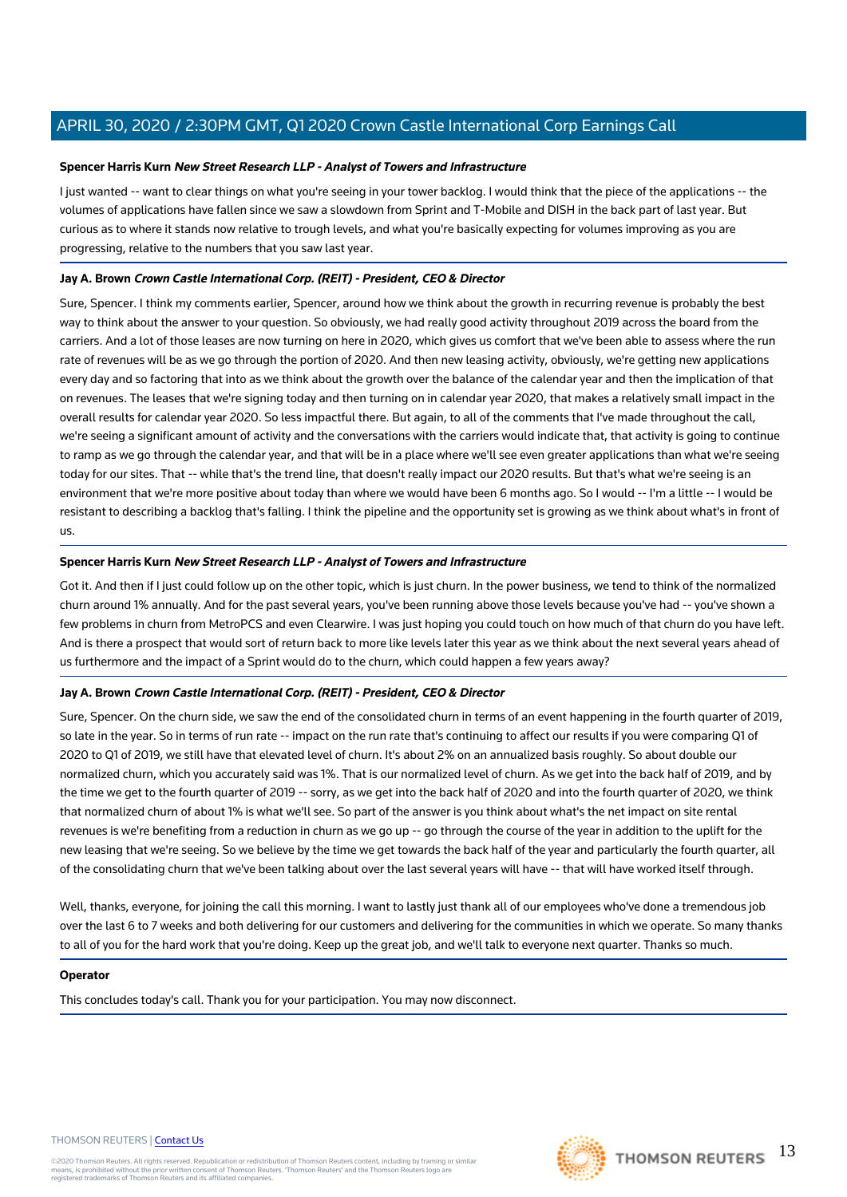**Spencer Harris Kurn** ***New Street Research LLP - Analyst of Towers and Infrastructure***

I just wanted -- want to clear things on what you're seeing in your tower backlog. I would think that the piece of the applications -- the volumes of applications have fallen since we saw a slowdown from Sprint and T-Mobile and DISH in the back part of last year. But curious as to where it stands now relative to trough levels, and what you're basically expecting for volumes improving as you are progressing, relative to the numbers that you saw last year.

**Jay A. Brown** ***Crown Castle International Corp. (REIT) - President, CEO & Director***

Sure, Spencer. I think my comments earlier, Spencer, around how we think about the growth in recurring revenue is probably the best way to think about the answer to your question. So obviously, we had really good activity throughout 2019 across the board from the carriers. And a lot of those leases are now turning on here in 2020, which gives us comfort that we've been able to assess where the run rate of revenues will be as we go through the portion of 2020. And then new leasing activity, obviously, we're getting new applications every day and so factoring that into as we think about the growth over the balance of the calendar year and then the implication of that on revenues. The leases that we're signing today and then turning on in calendar year 2020, that makes a relatively small impact in the overall results for calendar year 2020. So less impactful there. But again, to all of the comments that I've made throughout the call, we're seeing a significant amount of activity and the conversations with the carriers would indicate that, that activity is going to continue to ramp as we go through the calendar year, and that will be in a place where we'll see even greater applications than what we're seeing today for our sites. That -- while that's the trend line, that doesn't really impact our 2020 results. But that's what we're seeing is an environment that we're more positive about today than where we would have been 6 months ago. So I would -- I'm a little -- I would be resistant to describing a backlog that's falling. I think the pipeline and the opportunity set is growing as we think about what's in front of us.

**Spencer Harris Kurn** ***New Street Research LLP - Analyst of Towers and Infrastructure***

Got it. And then if I just could follow up on the other topic, which is just churn. In the power business, we tend to think of the normalized churn around 1% annually. And for the past several years, you've been running above those levels because you've had -- you've shown a few problems in churn from MetroPCS and even Clearwire. I was just hoping you could touch on how much of that churn do you have left. And is there a prospect that would sort of return back to more like levels later this year as we think about the next several years ahead of us furthermore and the impact of a Sprint would do to the churn, which could happen a few years away?

**Jay A. Brown** ***Crown Castle International Corp. (REIT) - President, CEO & Director***

Sure, Spencer. On the churn side, we saw the end of the consolidated churn in terms of an event happening in the fourth quarter of 2019, so late in the year. So in terms of run rate -- impact on the run rate that's continuing to affect our results if you were comparing Q1 of 2020 to Q1 of 2019, we still have that elevated level of churn. It's about 2% on an annualized basis roughly. So about double our normalized churn, which you accurately said was 1%. That is our normalized level of churn. As we get into the back half of 2019, and by the time we get to the fourth quarter of 2019 -- sorry, as we get into the back half of 2020 and into the fourth quarter of 2020, we think that normalized churn of about 1% is what we'll see. So part of the answer is you think about what's the net impact on site rental revenues is we're benefiting from a reduction in churn as we go up -- go through the course of the year in addition to the uplift for the new leasing that we're seeing. So we believe by the time we get towards the back half of the year and particularly the fourth quarter, all of the consolidating churn that we've been talking about over the last several years will have -- that will have worked itself through.

Well, thanks, everyone, for joining the call this morning. I want to lastly just thank all of our employees who've done a tremendous job over the last 6 to 7 weeks and both delivering for our customers and delivering for the communities in which we operate. So many thanks to all of you for the hard work that you're doing. Keep up the great job, and we'll talk to everyone next quarter. Thanks so much.

**Operator**

This concludes today's call. Thank you for your participation. You may now disconnect.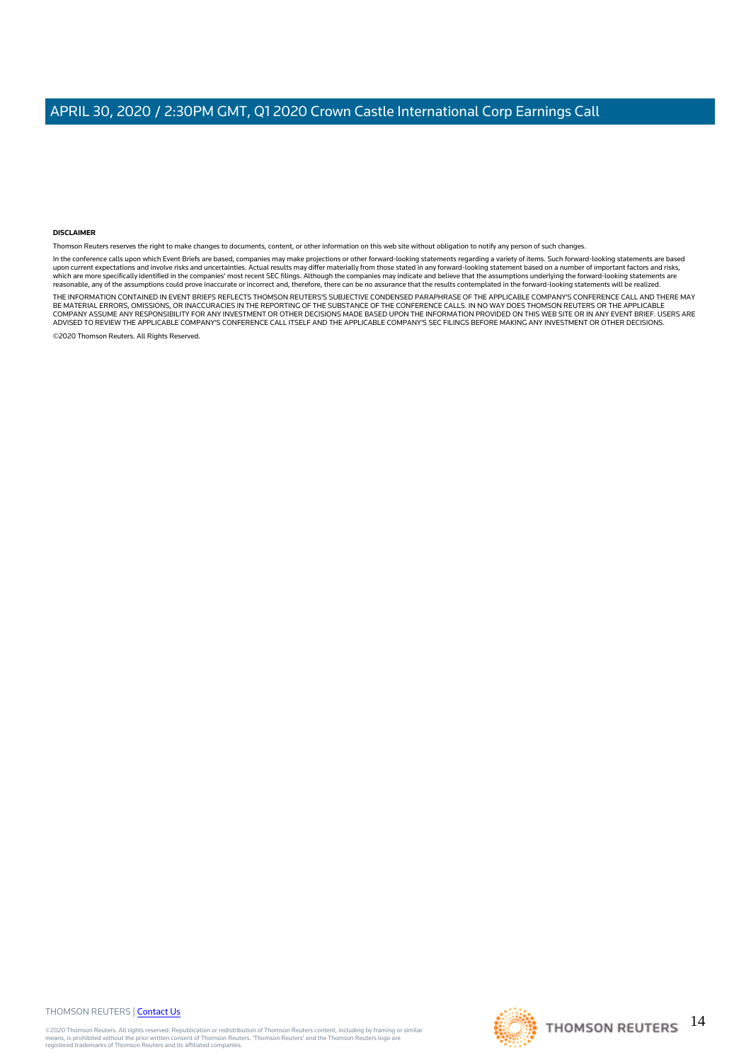**DISCLAIMER**

Thomson Reuters reserves the right to make changes to documents, content, or other information on this web site without obligation to notify any person of such changes.

In the conference calls upon which Event Briefs are based, companies may make projections or other forward-looking statements regarding a variety of items. Such forward-looking statements are based upon current expectations and involve risks and uncertainties. Actual results may differ materially from those stated in any forward-looking statement based on a number of important factors and risks, which are more specifically identified in the companies' most recent SEC filings. Although the companies may indicate and believe that the assumptions underlying the forward-looking statements are reasonable, any of the assumptions could prove inaccurate or incorrect and, therefore, there can be no assurance that the results contemplated in the forward-looking statements will be realized.

THE INFORMATION CONTAINED IN EVENT BRIEFS REFLECTS THOMSON REUTERS'S SUBJECTIVE CONDENSED PARAPHRASE OF THE APPLICABLE COMPANY'S CONFERENCE CALL AND THERE MAY BE MATERIAL ERRORS, OMISSIONS, OR INACCURACIES IN THE REPORTING OF THE SUBSTANCE OF THE CONFERENCE CALLS. IN NO WAY DOES THOMSON REUTERS OR THE APPLICABLE COMPANY ASSUME ANY RESPONSIBILITY FOR ANY INVESTMENT OR OTHER DECISIONS MADE BASED UPON THE INFORMATION PROVIDED ON THIS WEB SITE OR IN ANY EVENT BRIEF. USERS ARE ADVISED TO REVIEW THE APPLICABLE COMPANY'S CONFERENCE CALL ITSELF AND THE APPLICABLE COMPANY'S SEC FILINGS BEFORE MAKING ANY INVESTMENT OR OTHER DECISIONS.

©2020 Thomson Reuters. All Rights Reserved.